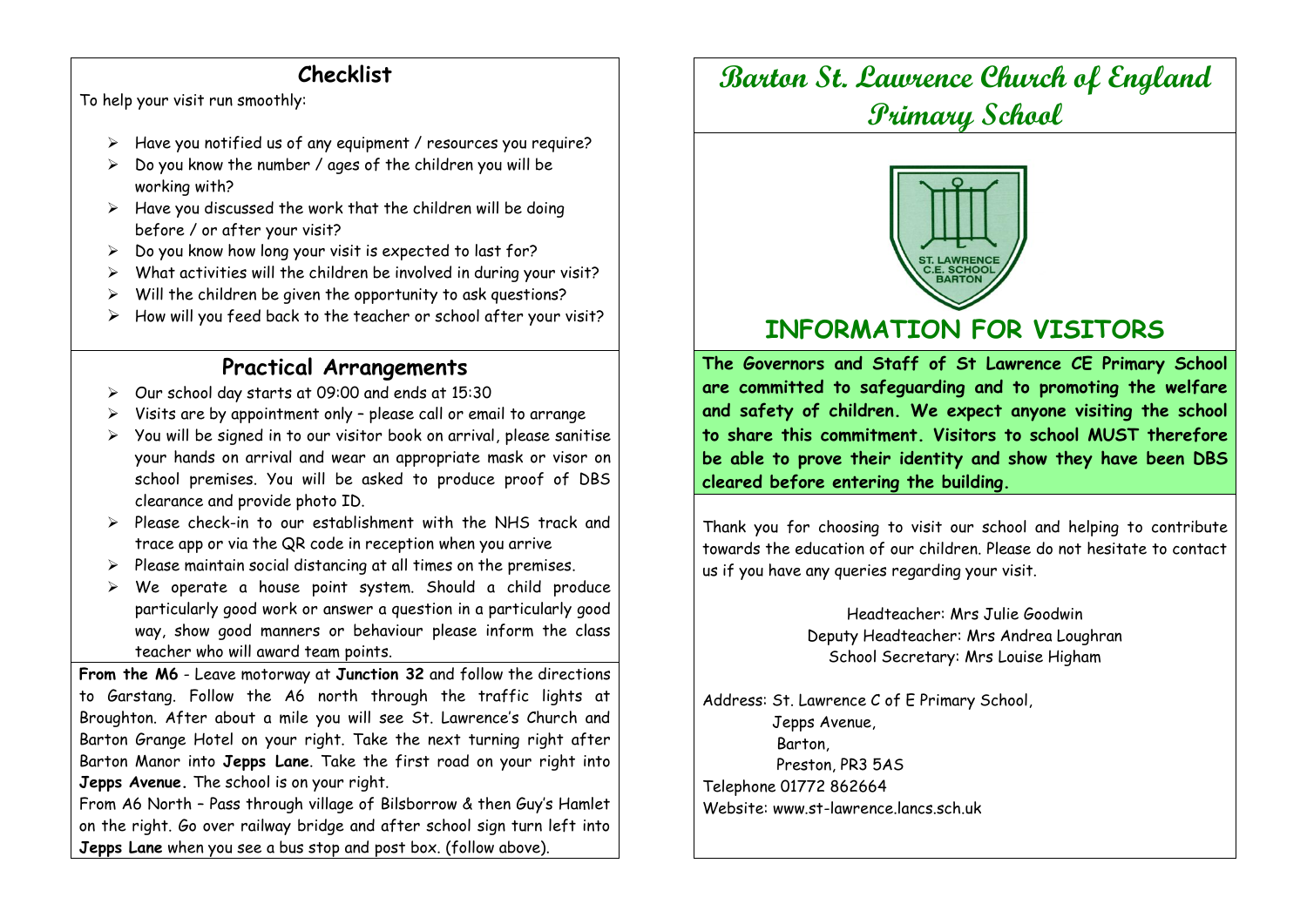## Checklist

To help your visit run smoothly:

- Have you notified us of any equipment / resources you require?
- Do you know the number / ages of the children you will be working with?
- Have you discussed the work that the children will be doing before / or after your visit?
- Do you know how long your visit is expected to last for?
- What activities will the children be involved in during your visit?
- Will the children be given the opportunity to ask questions?
- How will you feed back to the teacher or school after your visit?

## Practical Arrangements

- Our school day starts at 09:00 and ends at 15:30
- Visits are by appointment only – please call or email to arrange
- You will be signed in to our visitor book on arrival, please sanitise your hands on arrival and wear an appropriate mask or visor on school premises. You will be asked to produce proof of DBS clearance and provide photo ID.
- Please check-in to our establishment with the NHS track and trace app or via the QR code in reception when you arrive
- Please maintain social distancing at all times on the premises.
- We operate a house point system. Should a child produce particularly good work or answer a question in a particularly good way, show good manners or behaviour please inform the class teacher who will award team points.

**From the M6** - Leave motorway at **Junction 32** and follow the directions to Garstang. Follow the A6 north through the traffic lights at Broughton. After about a mile you will see St. Lawrence's Church and Barton Grange Hotel on your right. Take the next turning right after Barton Manor into **Jepps Lane**. Take the first road on your right into **Jepps Avenue.** The school is on your right.

From A6 North – Pass through village of Bilsborrow & then Guy's Hamlet on the right. Go over railway bridge and after school sign turn left into **Jepps Lane** when you see a bus stop and post box. (follow above).

# Barton St. Lawrence Church of England Primary School

ST. LAWRENCE C.E. SCHOOL BARTON

## INFORMATION FOR VISITORS

**The Governors and Staff of St Lawrence CE Primary School are committed to safeguarding and to promoting the welfare and safety of children. We expect anyone visiting the school to share this commitment. Visitors to school MUST therefore be able to prove their identity and show they have been DBS cleared before entering the building.**

Thank you for choosing to visit our school and helping to contribute towards the education of our children. Please do not hesitate to contact us if you have any queries regarding your visit.

Headteacher: Mrs Julie Goodwin
Deputy Headteacher: Mrs Andrea Loughran
School Secretary: Mrs Louise Higham

Address: St. Lawrence C of E Primary School,
Jepps Avenue,
Barton,
Preston, PR3 5AS

Telephone 01772 862664

Website: www.st-lawrence.lancs.sch.uk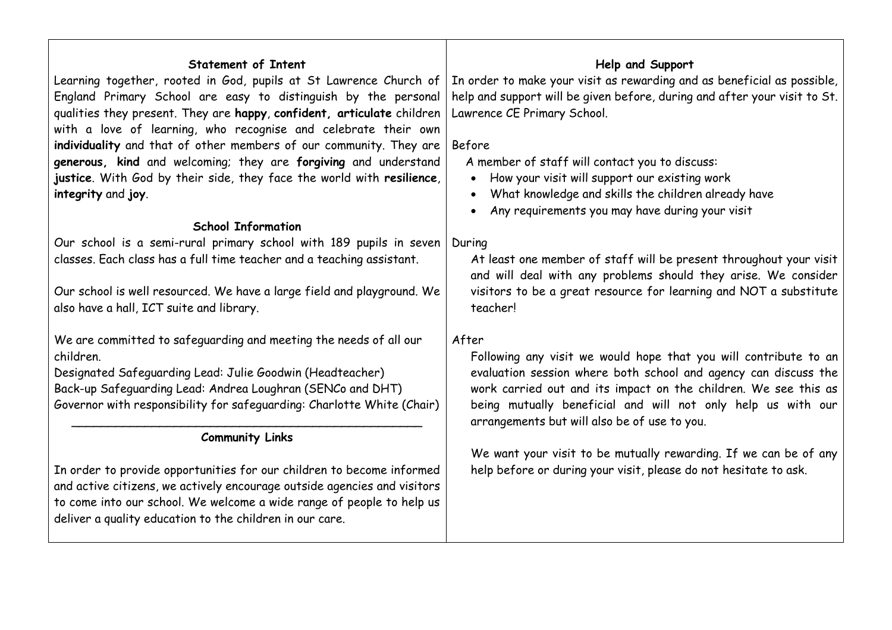## Statement of Intent

Learning together, rooted in God, pupils at St Lawrence Church of England Primary School are easy to distinguish by the personal qualities they present. They are **happy**, **confident, articulate** children with a love of learning, who recognise and celebrate their own **individuality** and that of other members of our community. They are **generous, kind** and welcoming; they are **forgiving** and understand **justice**. With God by their side, they face the world with **resilience**, **integrity** and **joy**.

## School Information

Our school is a semi-rural primary school with 189 pupils in seven classes. Each class has a full time teacher and a teaching assistant.

Our school is well resourced. We have a large field and playground. We also have a hall, ICT suite and library.

We are committed to safeguarding and meeting the needs of all our children.

Designated Safeguarding Lead: Julie Goodwin (Headteacher)
Back-up Safeguarding Lead: Andrea Loughran (SENCo and DHT)
Governor with responsibility for safeguarding: Charlotte White (Chair)

---

## Community Links

In order to provide opportunities for our children to become informed and active citizens, we actively encourage outside agencies and visitors to come into our school. We welcome a wide range of people to help us deliver a quality education to the children in our care.

## Help and Support

In order to make your visit as rewarding and as beneficial as possible, help and support will be given before, during and after your visit to St. Lawrence CE Primary School.

Before

A member of staff will contact you to discuss:

- How your visit will support our existing work
- What knowledge and skills the children already have
- Any requirements you may have during your visit

During

At least one member of staff will be present throughout your visit and will deal with any problems should they arise. We consider visitors to be a great resource for learning and NOT a substitute teacher!

After

Following any visit we would hope that you will contribute to an evaluation session where both school and agency can discuss the work carried out and its impact on the children. We see this as being mutually beneficial and will not only help us with our arrangements but will also be of use to you.

We want your visit to be mutually rewarding. If we can be of any help before or during your visit, please do not hesitate to ask.